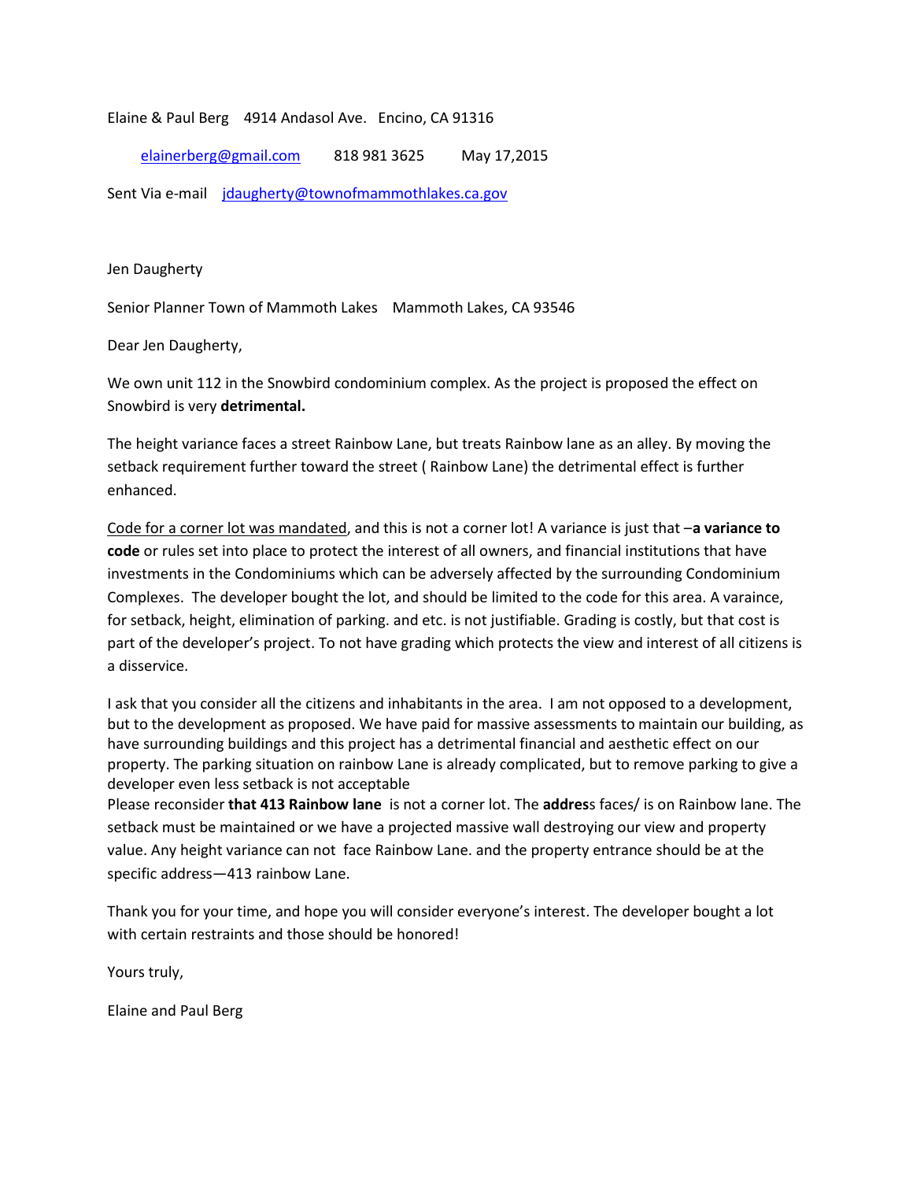Elaine & Paul Berg 4914 Andasol Ave. Encino, CA 91316

elainerberg@gmail.com 818 981 3625 May 17,2015

Sent Via e-mail jdaugherty@townofmammothlakes.ca.gov

Jen Daugherty

Senior Planner Town of Mammoth Lakes Mammoth Lakes, CA 93546

Dear Jen Daugherty,

We own unit 112 in the Snowbird condominium complex. As the project is proposed the effect on Snowbird is very **detrimental.**

The height variance faces a street Rainbow Lane, but treats Rainbow lane as an alley. By moving the setback requirement further toward the street ( Rainbow Lane) the detrimental effect is further enhanced.

Code for a corner lot was mandated, and this is not a corner lot! A variance is just that –**a variance to code** or rules set into place to protect the interest of all owners, and financial institutions that have investments in the Condominiums which can be adversely affected by the surrounding Condominium Complexes. The developer bought the lot, and should be limited to the code for this area. A varaince, for setback, height, elimination of parking. and etc. is not justifiable. Grading is costly, but that cost is part of the developer's project. To not have grading which protects the view and interest of all citizens is a disservice.

I ask that you consider all the citizens and inhabitants in the area. I am not opposed to a development, but to the development as proposed. We have paid for massive assessments to maintain our building, as have surrounding buildings and this project has a detrimental financial and aesthetic effect on our property. The parking situation on rainbow Lane is already complicated, but to remove parking to give a developer even less setback is not acceptable
Please reconsider **that 413 Rainbow lane** is not a corner lot. The **addres**s faces/ is on Rainbow lane. The setback must be maintained or we have a projected massive wall destroying our view and property value. Any height variance can not face Rainbow Lane. and the property entrance should be at the specific address—413 rainbow Lane.

Thank you for your time, and hope you will consider everyone's interest. The developer bought a lot with certain restraints and those should be honored!

Yours truly,

Elaine and Paul Berg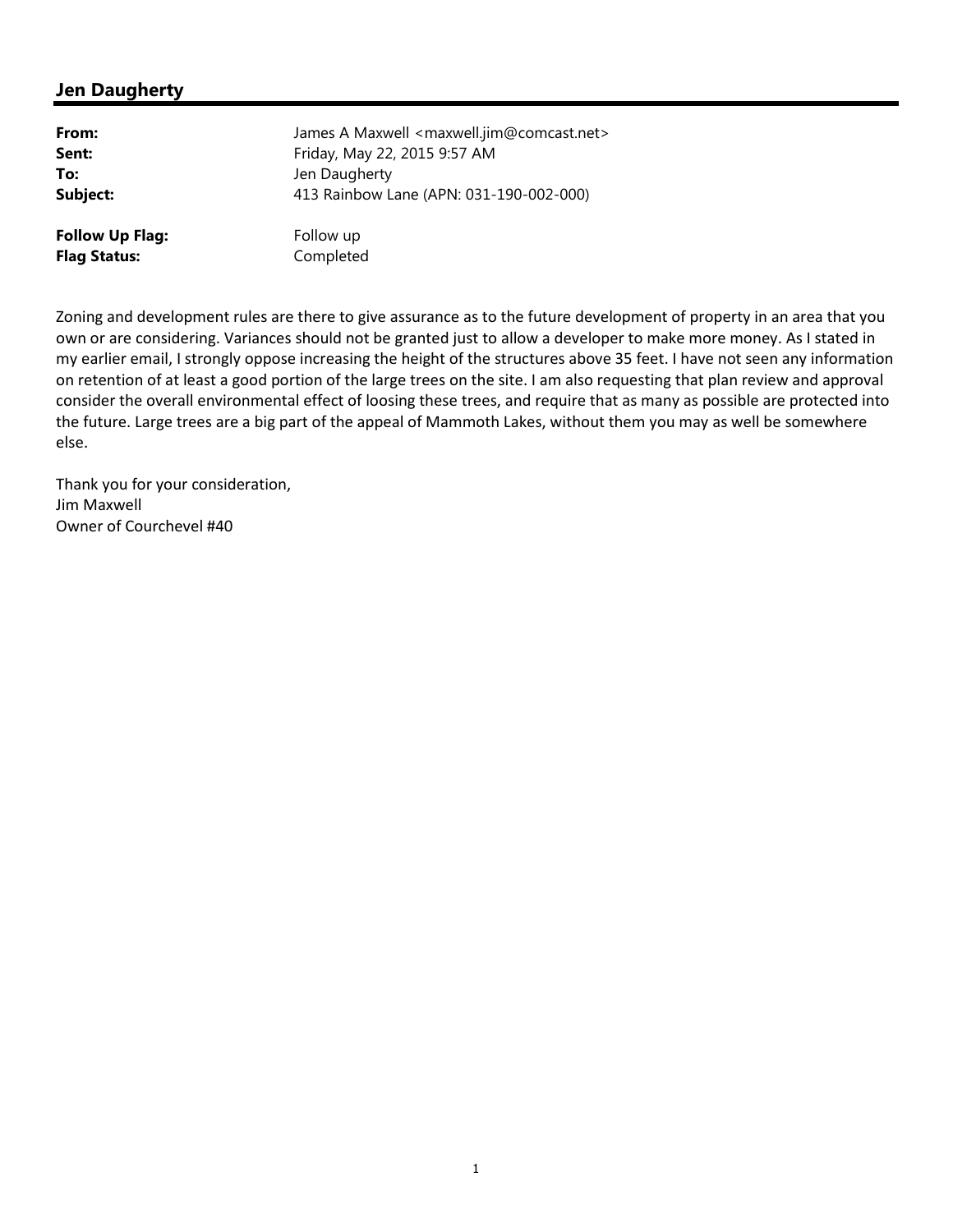## Jen Daugherty

| | |
|---|---|
| **From:** | James A Maxwell <maxwell.jim@comcast.net> |
| **Sent:** | Friday, May 22, 2015 9:57 AM |
| **To:** | Jen Daugherty |
| **Subject:** | 413 Rainbow Lane (APN: 031-190-002-000) |
| **Follow Up Flag:** | Follow up |
| **Flag Status:** | Completed |

Zoning and development rules are there to give assurance as to the future development of property in an area that you own or are considering. Variances should not be granted just to allow a developer to make more money. As I stated in my earlier email, I strongly oppose increasing the height of the structures above 35 feet. I have not seen any information on retention of at least a good portion of the large trees on the site. I am also requesting that plan review and approval consider the overall environmental effect of loosing these trees, and require that as many as possible are protected into the future. Large trees are a big part of the appeal of Mammoth Lakes, without them you may as well be somewhere else.

Thank you for your consideration,
Jim Maxwell
Owner of Courchevel #40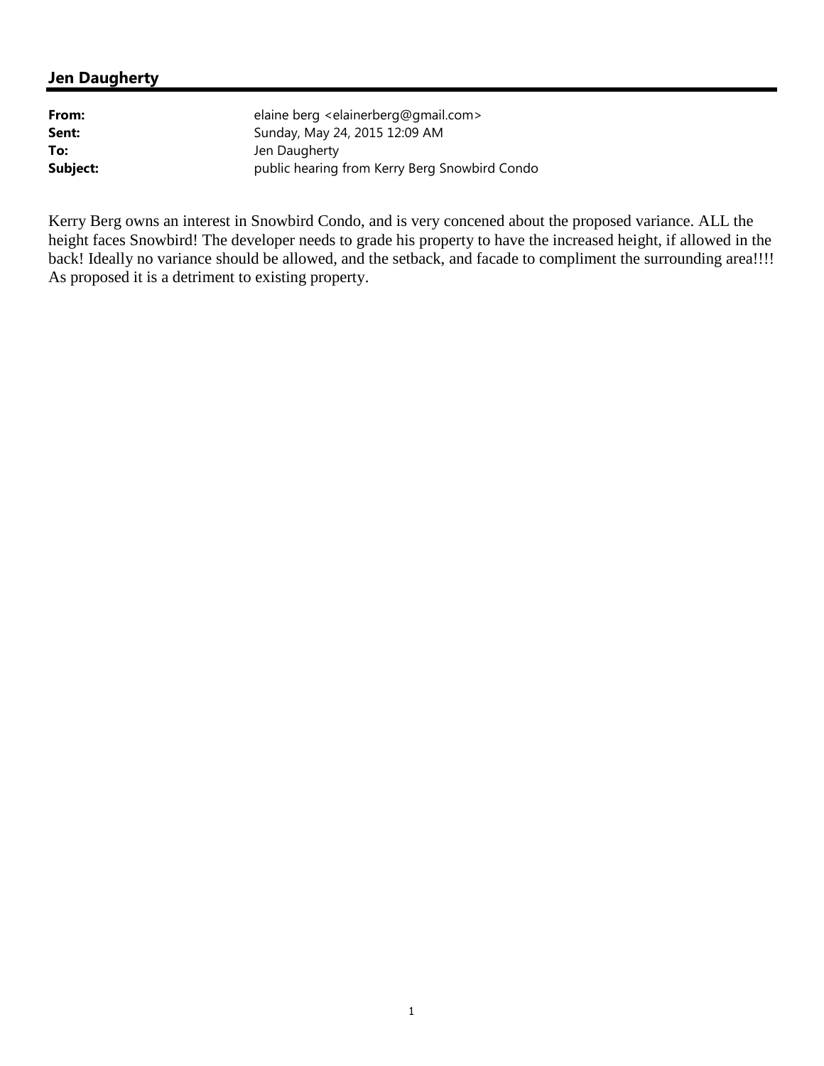## Jen Daugherty

| | |
|---|---|
| **From:** | elaine berg <elainerberg@gmail.com> |
| **Sent:** | Sunday, May 24, 2015 12:09 AM |
| **To:** | Jen Daugherty |
| **Subject:** | public hearing from Kerry Berg Snowbird Condo |

Kerry Berg owns an interest in Snowbird Condo, and is very concened about the proposed variance. ALL the height faces Snowbird! The developer needs to grade his property to have the increased height, if allowed in the back! Ideally no variance should be allowed, and the setback, and facade to compliment the surrounding area!!!! As proposed it is a detriment to existing property.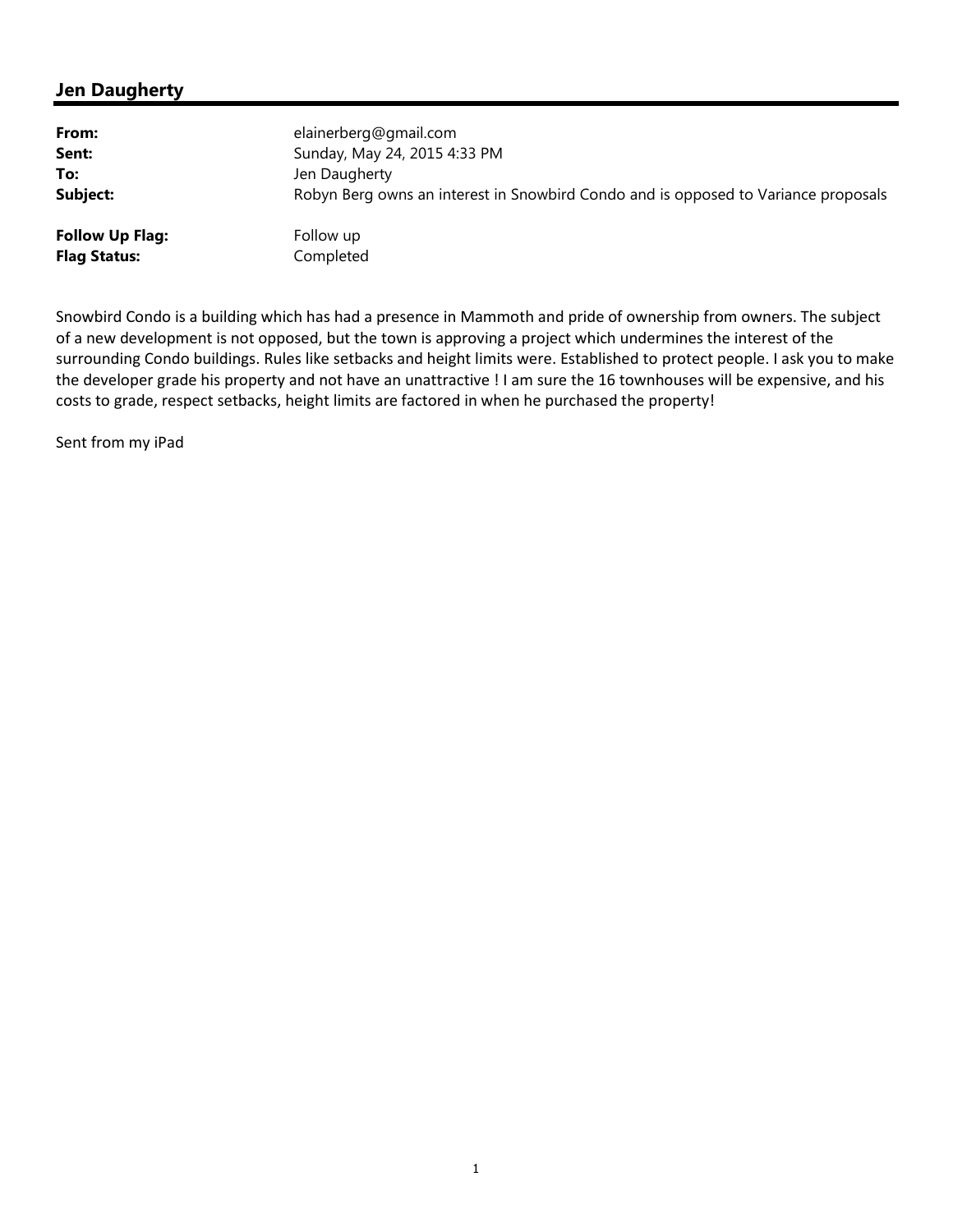## Jen Daugherty

| | |
|---|---|
| **From:** | elainerberg@gmail.com |
| **Sent:** | Sunday, May 24, 2015 4:33 PM |
| **To:** | Jen Daugherty |
| **Subject:** | Robyn Berg owns an interest in Snowbird Condo and is opposed to Variance proposals |
| **Follow Up Flag:** | Follow up |
| **Flag Status:** | Completed |

Snowbird Condo is a building which has had a presence in Mammoth and pride of ownership from owners. The subject of a new development is not opposed, but the town is approving a project which undermines the interest of the surrounding Condo buildings. Rules like setbacks and height limits were. Established to protect people. I ask you to make the developer grade his property and not have an unattractive ! I am sure the 16 townhouses will be expensive, and his costs to grade, respect setbacks, height limits are factored in when he purchased the property!

Sent from my iPad